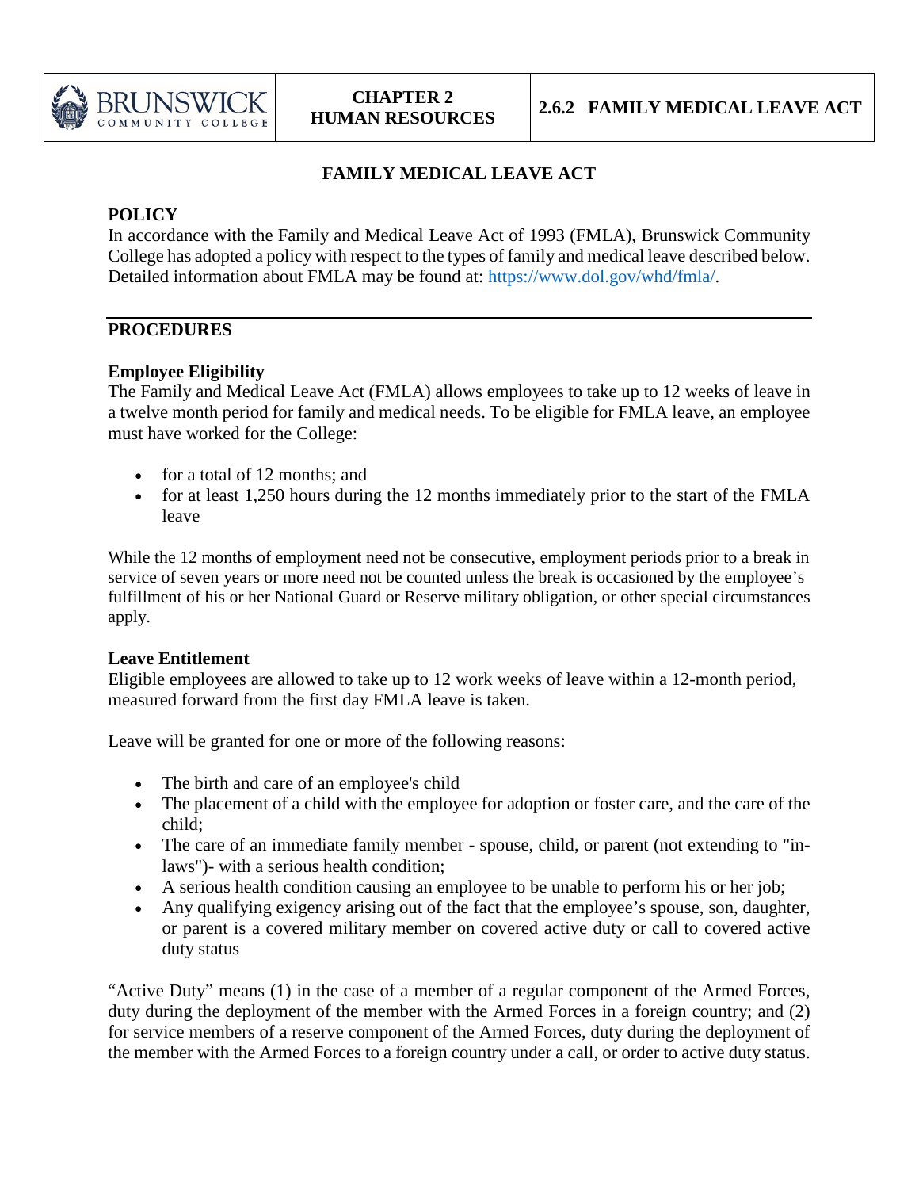# FAMILY MEDICAL LEAVE ACT

## POLICY

In accordance with the Family and Medical Leave Act of 1993 (FMLA), Brunswick Community College has adopted a policy with respect to the types of family and medical leave described below. Detailed information about FMLA may be found at: [https://www.dol.gov/whd/fmla/](https://www.dol.gov/whd/fmla/).

---

## PROCEDURES

### Employee Eligibility

The Family and Medical Leave Act (FMLA) allows employees to take up to 12 weeks of leave in a twelve month period for family and medical needs. To be eligible for FMLA leave, an employee must have worked for the College:

- for a total of 12 months; and
- for at least 1,250 hours during the 12 months immediately prior to the start of the FMLA leave

While the 12 months of employment need not be consecutive, employment periods prior to a break in service of seven years or more need not be counted unless the break is occasioned by the employee's fulfillment of his or her National Guard or Reserve military obligation, or other special circumstances apply.

### Leave Entitlement

Eligible employees are allowed to take up to 12 work weeks of leave within a 12-month period, measured forward from the first day FMLA leave is taken.

Leave will be granted for one or more of the following reasons:

- The birth and care of an employee's child
- The placement of a child with the employee for adoption or foster care, and the care of the child;
- The care of an immediate family member - spouse, child, or parent (not extending to "in-laws")- with a serious health condition;
- A serious health condition causing an employee to be unable to perform his or her job;
- Any qualifying exigency arising out of the fact that the employee's spouse, son, daughter, or parent is a covered military member on covered active duty or call to covered active duty status

"Active Duty" means (1) in the case of a member of a regular component of the Armed Forces, duty during the deployment of the member with the Armed Forces in a foreign country; and (2) for service members of a reserve component of the Armed Forces, duty during the deployment of the member with the Armed Forces to a foreign country under a call, or order to active duty status.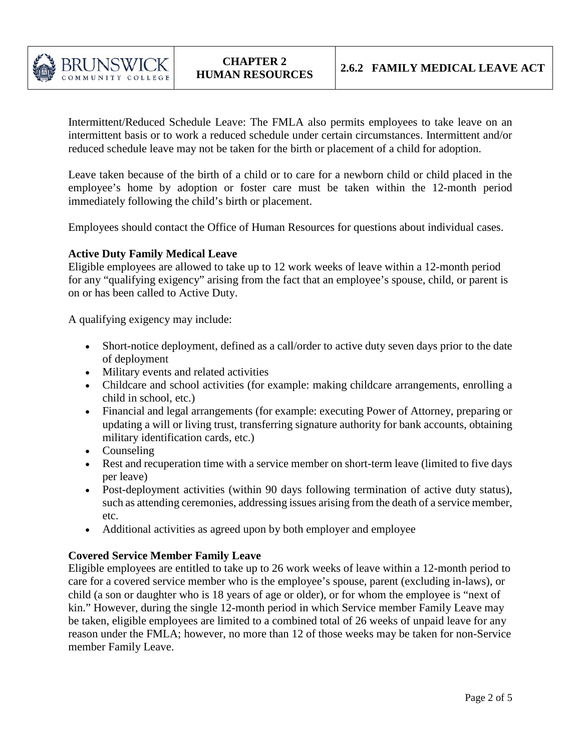Intermittent/Reduced Schedule Leave: The FMLA also permits employees to take leave on an intermittent basis or to work a reduced schedule under certain circumstances. Intermittent and/or reduced schedule leave may not be taken for the birth or placement of a child for adoption.

Leave taken because of the birth of a child or to care for a newborn child or child placed in the employee's home by adoption or foster care must be taken within the 12-month period immediately following the child's birth or placement.

Employees should contact the Office of Human Resources for questions about individual cases.

**Active Duty Family Medical Leave**
Eligible employees are allowed to take up to 12 work weeks of leave within a 12-month period for any "qualifying exigency" arising from the fact that an employee's spouse, child, or parent is on or has been called to Active Duty.

A qualifying exigency may include:

- Short-notice deployment, defined as a call/order to active duty seven days prior to the date of deployment
- Military events and related activities
- Childcare and school activities (for example: making childcare arrangements, enrolling a child in school, etc.)
- Financial and legal arrangements (for example: executing Power of Attorney, preparing or updating a will or living trust, transferring signature authority for bank accounts, obtaining military identification cards, etc.)
- Counseling
- Rest and recuperation time with a service member on short-term leave (limited to five days per leave)
- Post-deployment activities (within 90 days following termination of active duty status), such as attending ceremonies, addressing issues arising from the death of a service member, etc.
- Additional activities as agreed upon by both employer and employee

**Covered Service Member Family Leave**
Eligible employees are entitled to take up to 26 work weeks of leave within a 12-month period to care for a covered service member who is the employee's spouse, parent (excluding in-laws), or child (a son or daughter who is 18 years of age or older), or for whom the employee is "next of kin." However, during the single 12-month period in which Service member Family Leave may be taken, eligible employees are limited to a combined total of 26 weeks of unpaid leave for any reason under the FMLA; however, no more than 12 of those weeks may be taken for non-Service member Family Leave.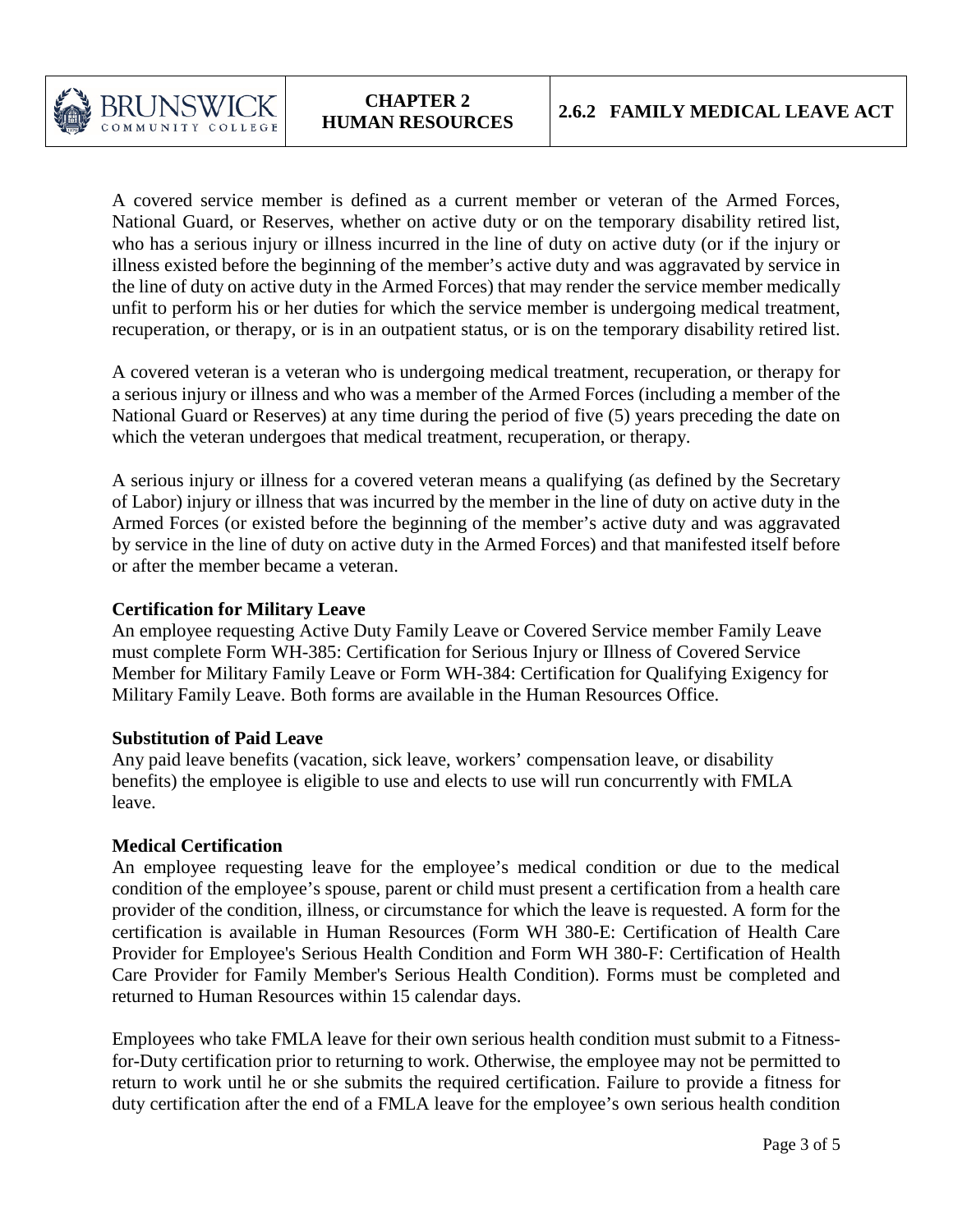A covered service member is defined as a current member or veteran of the Armed Forces, National Guard, or Reserves, whether on active duty or on the temporary disability retired list, who has a serious injury or illness incurred in the line of duty on active duty (or if the injury or illness existed before the beginning of the member's active duty and was aggravated by service in the line of duty on active duty in the Armed Forces) that may render the service member medically unfit to perform his or her duties for which the service member is undergoing medical treatment, recuperation, or therapy, or is in an outpatient status, or is on the temporary disability retired list.

A covered veteran is a veteran who is undergoing medical treatment, recuperation, or therapy for a serious injury or illness and who was a member of the Armed Forces (including a member of the National Guard or Reserves) at any time during the period of five (5) years preceding the date on which the veteran undergoes that medical treatment, recuperation, or therapy.

A serious injury or illness for a covered veteran means a qualifying (as defined by the Secretary of Labor) injury or illness that was incurred by the member in the line of duty on active duty in the Armed Forces (or existed before the beginning of the member's active duty and was aggravated by service in the line of duty on active duty in the Armed Forces) and that manifested itself before or after the member became a veteran.

**Certification for Military Leave**

An employee requesting Active Duty Family Leave or Covered Service member Family Leave must complete Form WH-385: Certification for Serious Injury or Illness of Covered Service Member for Military Family Leave or Form WH-384: Certification for Qualifying Exigency for Military Family Leave. Both forms are available in the Human Resources Office.

**Substitution of Paid Leave**

Any paid leave benefits (vacation, sick leave, workers' compensation leave, or disability benefits) the employee is eligible to use and elects to use will run concurrently with FMLA leave.

**Medical Certification**

An employee requesting leave for the employee's medical condition or due to the medical condition of the employee's spouse, parent or child must present a certification from a health care provider of the condition, illness, or circumstance for which the leave is requested. A form for the certification is available in Human Resources (Form WH 380-E: Certification of Health Care Provider for Employee's Serious Health Condition and Form WH 380-F: Certification of Health Care Provider for Family Member's Serious Health Condition). Forms must be completed and returned to Human Resources within 15 calendar days.

Employees who take FMLA leave for their own serious health condition must submit to a Fitness-for-Duty certification prior to returning to work. Otherwise, the employee may not be permitted to return to work until he or she submits the required certification. Failure to provide a fitness for duty certification after the end of a FMLA leave for the employee's own serious health condition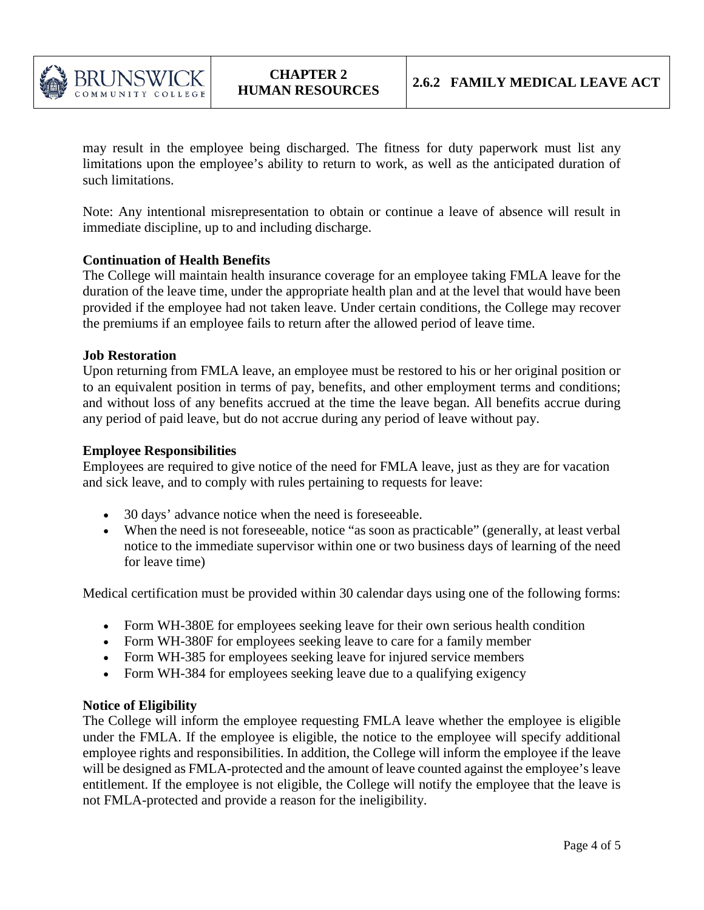may result in the employee being discharged. The fitness for duty paperwork must list any limitations upon the employee's ability to return to work, as well as the anticipated duration of such limitations.

Note: Any intentional misrepresentation to obtain or continue a leave of absence will result in immediate discipline, up to and including discharge.

**Continuation of Health Benefits**

The College will maintain health insurance coverage for an employee taking FMLA leave for the duration of the leave time, under the appropriate health plan and at the level that would have been provided if the employee had not taken leave. Under certain conditions, the College may recover the premiums if an employee fails to return after the allowed period of leave time.

**Job Restoration**

Upon returning from FMLA leave, an employee must be restored to his or her original position or to an equivalent position in terms of pay, benefits, and other employment terms and conditions; and without loss of any benefits accrued at the time the leave began. All benefits accrue during any period of paid leave, but do not accrue during any period of leave without pay.

**Employee Responsibilities**

Employees are required to give notice of the need for FMLA leave, just as they are for vacation and sick leave, and to comply with rules pertaining to requests for leave:

- 30 days' advance notice when the need is foreseeable.
- When the need is not foreseeable, notice "as soon as practicable" (generally, at least verbal notice to the immediate supervisor within one or two business days of learning of the need for leave time)

Medical certification must be provided within 30 calendar days using one of the following forms:

- Form WH-380E for employees seeking leave for their own serious health condition
- Form WH-380F for employees seeking leave to care for a family member
- Form WH-385 for employees seeking leave for injured service members
- Form WH-384 for employees seeking leave due to a qualifying exigency

**Notice of Eligibility**

The College will inform the employee requesting FMLA leave whether the employee is eligible under the FMLA. If the employee is eligible, the notice to the employee will specify additional employee rights and responsibilities. In addition, the College will inform the employee if the leave will be designed as FMLA-protected and the amount of leave counted against the employee's leave entitlement. If the employee is not eligible, the College will notify the employee that the leave is not FMLA-protected and provide a reason for the ineligibility.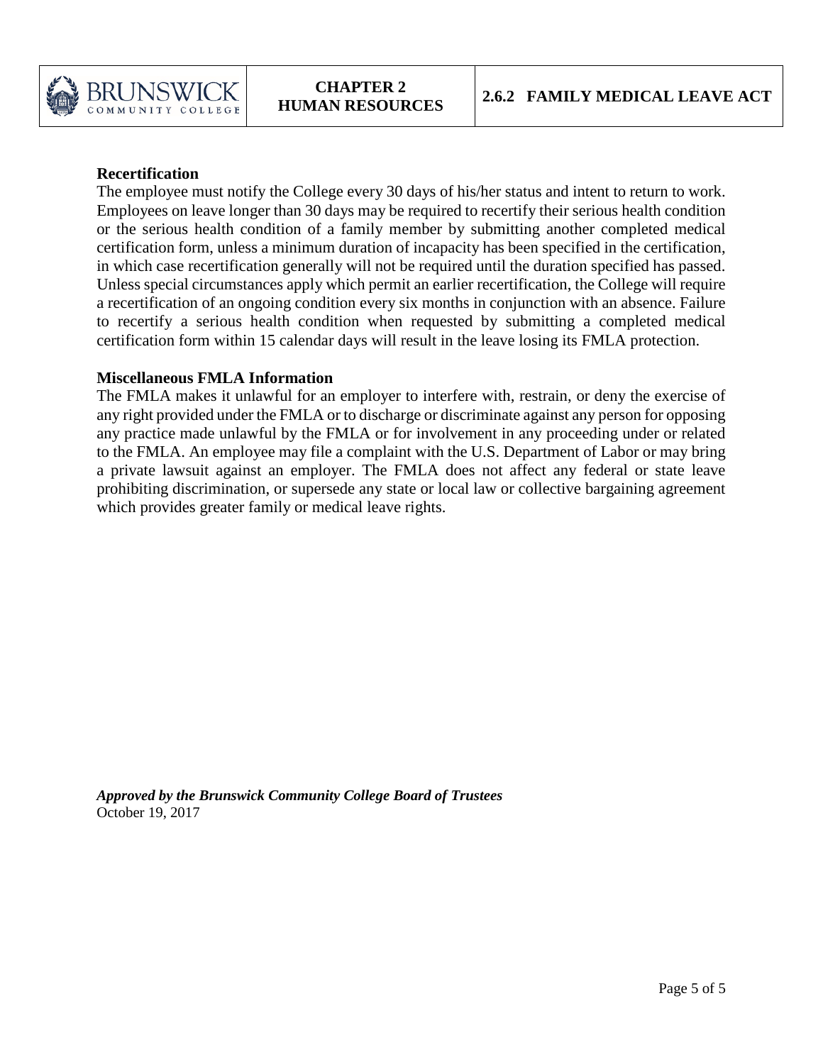**Recertification**

The employee must notify the College every 30 days of his/her status and intent to return to work. Employees on leave longer than 30 days may be required to recertify their serious health condition or the serious health condition of a family member by submitting another completed medical certification form, unless a minimum duration of incapacity has been specified in the certification, in which case recertification generally will not be required until the duration specified has passed. Unless special circumstances apply which permit an earlier recertification, the College will require a recertification of an ongoing condition every six months in conjunction with an absence. Failure to recertify a serious health condition when requested by submitting a completed medical certification form within 15 calendar days will result in the leave losing its FMLA protection.

**Miscellaneous FMLA Information**

The FMLA makes it unlawful for an employer to interfere with, restrain, or deny the exercise of any right provided under the FMLA or to discharge or discriminate against any person for opposing any practice made unlawful by the FMLA or for involvement in any proceeding under or related to the FMLA. An employee may file a complaint with the U.S. Department of Labor or may bring a private lawsuit against an employer. The FMLA does not affect any federal or state leave prohibiting discrimination, or supersede any state or local law or collective bargaining agreement which provides greater family or medical leave rights.

***Approved by the Brunswick Community College Board of Trustees***
October 19, 2017